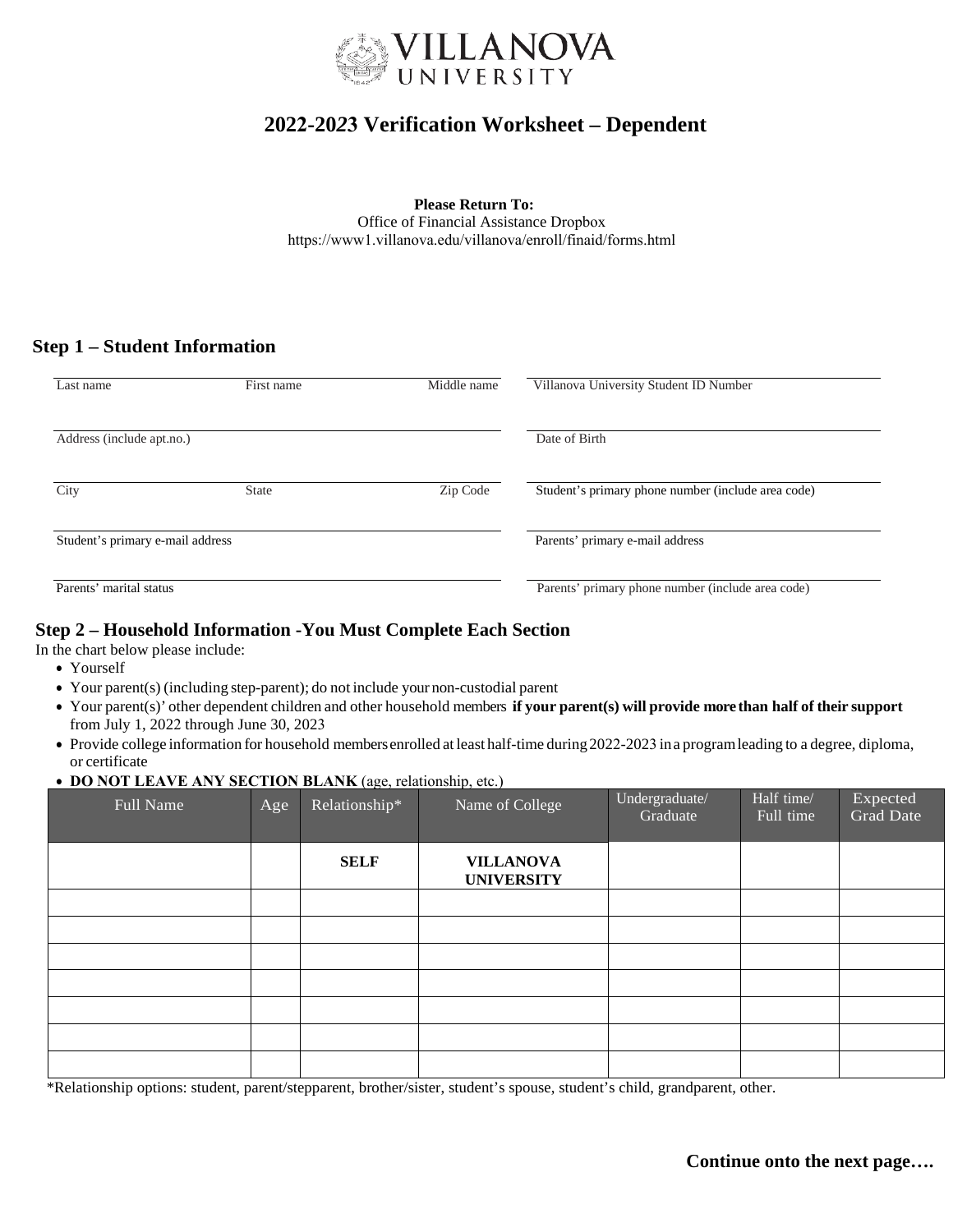VILLANOVA UNIVERSITY

# 2022-2023 Verification Worksheet – Dependent

**Please Return To:**
Office of Financial Assistance Dropbox
https://www1.villanova.edu/villanova/enroll/finaid/forms.html

## Step 1 – Student Information

| | | | |
|---|---|---|---|
| Last name | First name | Middle name | Villanova University Student ID Number |
| Address (include apt.no.) | | | Date of Birth |
| City | State | Zip Code | Student's primary phone number (include area code) |
| Student's primary e-mail address | | | Parents' primary e-mail address |
| Parents' marital status | | | Parents' primary phone number (include area code) |

## Step 2 – Household Information -You Must Complete Each Section

In the chart below please include:

- Yourself
- Your parent(s) (including step-parent); do not include your non-custodial parent
- Your parent(s)' other dependent children and other household members **if your parent(s) will provide more than half of their support** from July 1, 2022 through June 30, 2023
- Provide college information for household members enrolled at least half-time during 2022-2023 in a program leading to a degree, diploma, or certificate
- **DO NOT LEAVE ANY SECTION BLANK** (age, relationship, etc.)

| Full Name | Age | Relationship* | Name of College | Undergraduate/ Graduate | Half time/ Full time | Expected Grad Date |
|---|---|---|---|---|---|---|
| | | **SELF** | **VILLANOVA UNIVERSITY** | | | |
| | | | | | | |
| | | | | | | |
| | | | | | | |
| | | | | | | |
| | | | | | | |
| | | | | | | |
| | | | | | | |

*Relationship options: student, parent/stepparent, brother/sister, student's spouse, student's child, grandparent, other.

**Continue onto the next page….**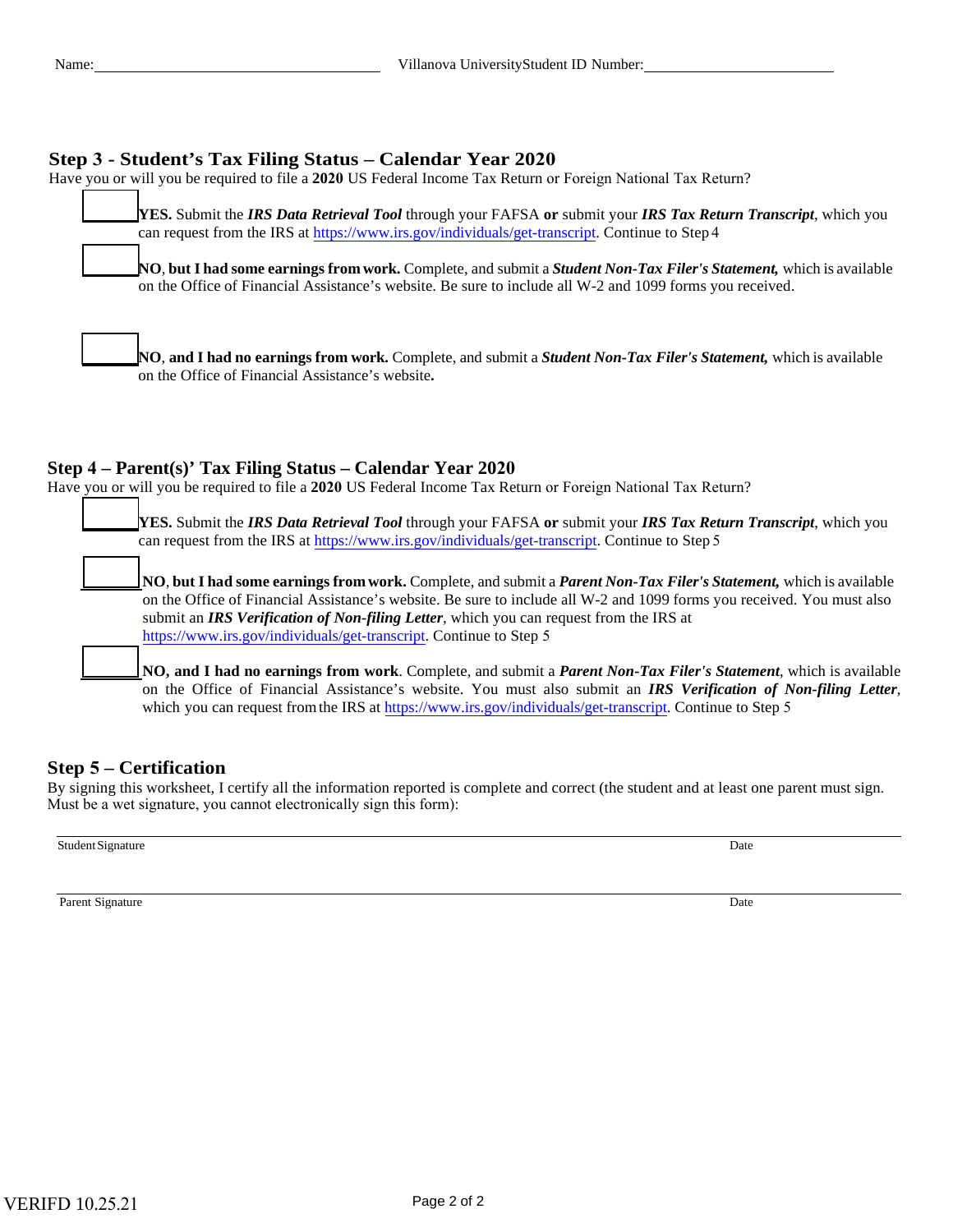Name: \_\_\_\_\_\_\_\_\_\_\_\_\_\_\_\_\_\_\_\_\_\_\_\_\_\_\_\_\_\_ Villanova UniversityStudent ID Number: \_\_\_\_\_\_\_\_\_\_\_\_\_\_\_\_\_\_\_\_

## Step 3 - Student's Tax Filing Status – Calendar Year 2020

Have you or will you be required to file a **2020** US Federal Income Tax Return or Foreign National Tax Return?

☐ **YES.** Submit the ***IRS Data Retrieval Tool*** through your FAFSA **or** submit your ***IRS Tax Return Transcript***, which you can request from the IRS at https://www.irs.gov/individuals/get-transcript. Continue to Step 4

☐ **NO**, **but I had some earnings from work.** Complete, and submit a ***Student Non-Tax Filer's Statement,*** which is available on the Office of Financial Assistance's website. Be sure to include all W-2 and 1099 forms you received.

☐ **NO**, **and I had no earnings from work.** Complete, and submit a ***Student Non-Tax Filer's Statement,*** which is available on the Office of Financial Assistance's website**.**

## Step 4 – Parent(s)' Tax Filing Status – Calendar Year 2020

Have you or will you be required to file a **2020** US Federal Income Tax Return or Foreign National Tax Return?

☐ **YES.** Submit the ***IRS Data Retrieval Tool*** through your FAFSA **or** submit your ***IRS Tax Return Transcript***, which you can request from the IRS at https://www.irs.gov/individuals/get-transcript. Continue to Step 5

☐ **NO**, **but I had some earnings from work.** Complete, and submit a ***Parent Non-Tax Filer's Statement,*** which is available on the Office of Financial Assistance's website. Be sure to include all W-2 and 1099 forms you received. You must also submit an ***IRS Verification of Non-filing Letter***, which you can request from the IRS at https://www.irs.gov/individuals/get-transcript. Continue to Step 5

☐ **NO, and I had no earnings from work**. Complete, and submit a ***Parent Non-Tax Filer's Statement***, which is available on the Office of Financial Assistance's website. You must also submit an ***IRS Verification of Non-filing Letter***, which you can request from the IRS at https://www.irs.gov/individuals/get-transcript. Continue to Step 5

## Step 5 – Certification

By signing this worksheet, I certify all the information reported is complete and correct (the student and at least one parent must sign. Must be a wet signature, you cannot electronically sign this form):

\_\_\_\_\_\_\_\_\_\_\_\_\_\_\_\_\_\_\_\_\_\_\_\_\_\_\_\_\_\_\_\_\_\_\_\_\_\_\_\_\_\_\_\_\_\_\_\_\_\_\_\_\_\_\_\_\_\_\_\_

Student Signature Date

\_\_\_\_\_\_\_\_\_\_\_\_\_\_\_\_\_\_\_\_\_\_\_\_\_\_\_\_\_\_\_\_\_\_\_\_\_\_\_\_\_\_\_\_\_\_\_\_\_\_\_\_\_\_\_\_\_\_\_\_

Parent Signature Date

VERIFD 10.25.21